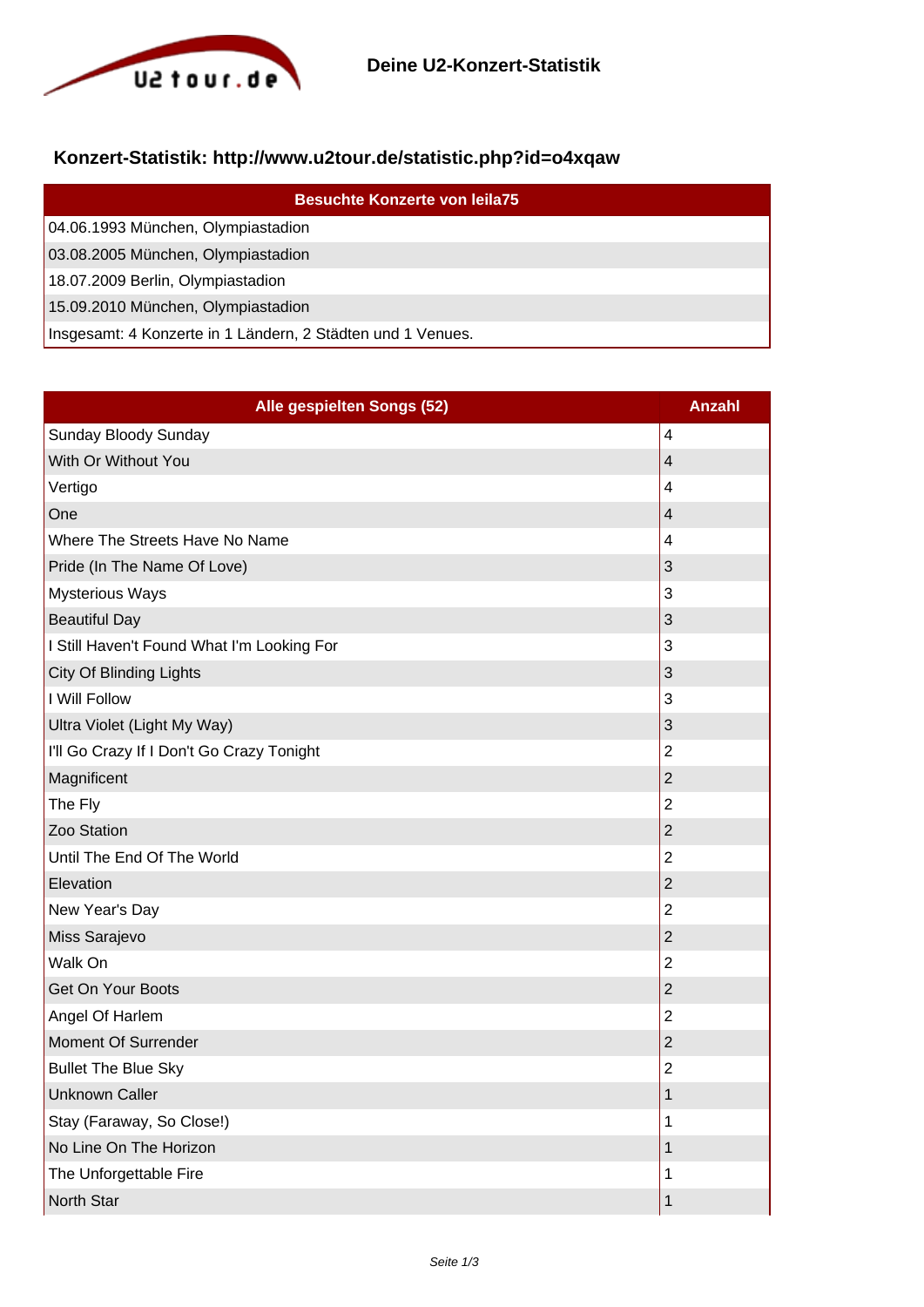Deine U2-Konzert-Statistik

## Konzert-Statistik: http://www.u2tour.de/statistic.php?id=o4xqaw

| Besuchte Konzerte von leila75 |
| --- |
| 04.06.1993 München, Olympiastadion |
| 03.08.2005 München, Olympiastadion |
| 18.07.2009 Berlin, Olympiastadion |
| 15.09.2010 München, Olympiastadion |
| Insgesamt: 4 Konzerte in 1 Ländern, 2 Städten und 1 Venues. |

| Alle gespielten Songs (52) | Anzahl |
| --- | --- |
| Sunday Bloody Sunday | 4 |
| With Or Without You | 4 |
| Vertigo | 4 |
| One | 4 |
| Where The Streets Have No Name | 4 |
| Pride (In The Name Of Love) | 3 |
| Mysterious Ways | 3 |
| Beautiful Day | 3 |
| I Still Haven't Found What I'm Looking For | 3 |
| City Of Blinding Lights | 3 |
| I Will Follow | 3 |
| Ultra Violet (Light My Way) | 3 |
| I'll Go Crazy If I Don't Go Crazy Tonight | 2 |
| Magnificent | 2 |
| The Fly | 2 |
| Zoo Station | 2 |
| Until The End Of The World | 2 |
| Elevation | 2 |
| New Year's Day | 2 |
| Miss Sarajevo | 2 |
| Walk On | 2 |
| Get On Your Boots | 2 |
| Angel Of Harlem | 2 |
| Moment Of Surrender | 2 |
| Bullet The Blue Sky | 2 |
| Unknown Caller | 1 |
| Stay (Faraway, So Close!) | 1 |
| No Line On The Horizon | 1 |
| The Unforgettable Fire | 1 |
| North Star | 1 |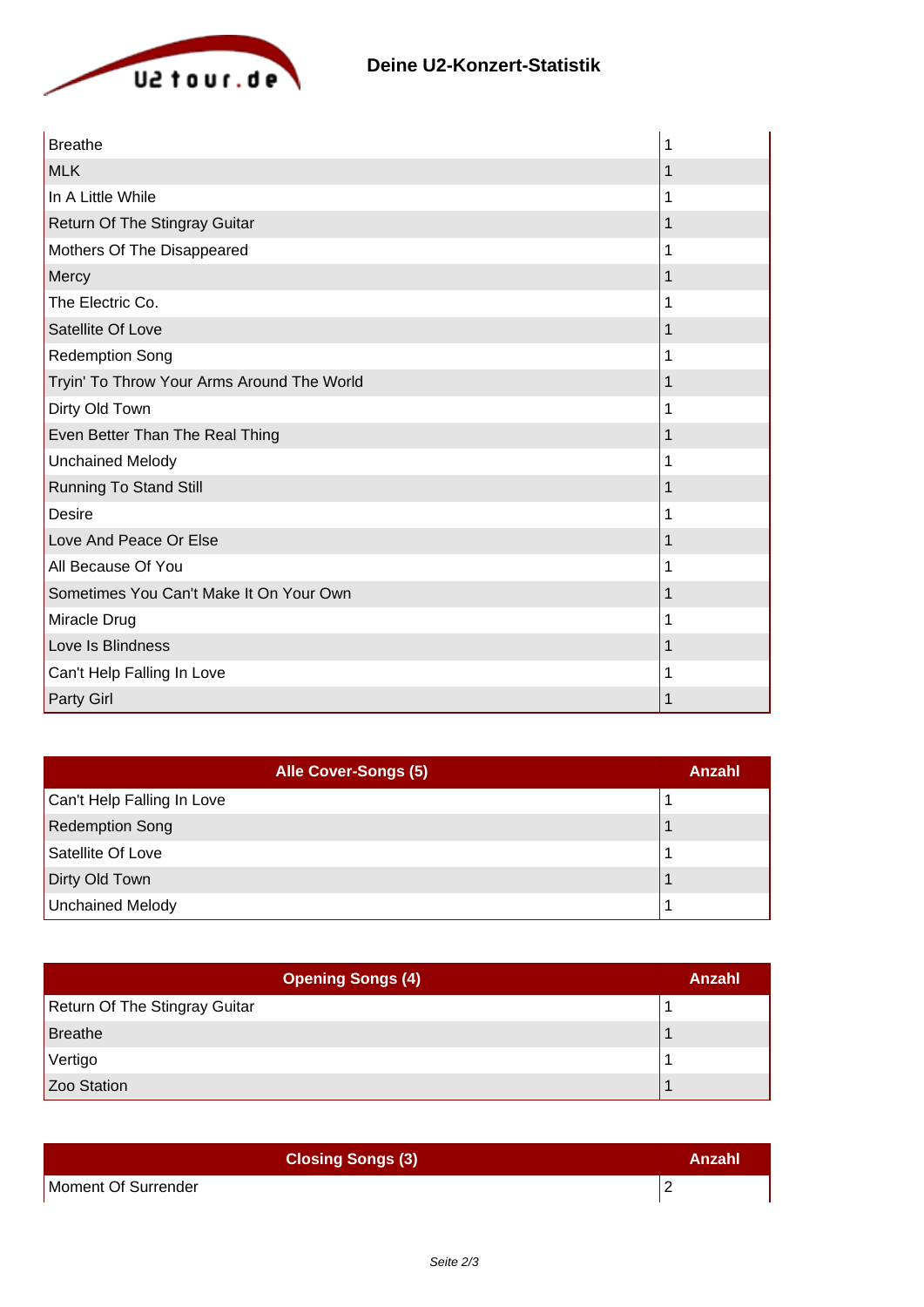## Deine U2-Konzert-Statistik

| | |
|---|---|
| Breathe | 1 |
| MLK | 1 |
| In A Little While | 1 |
| Return Of The Stingray Guitar | 1 |
| Mothers Of The Disappeared | 1 |
| Mercy | 1 |
| The Electric Co. | 1 |
| Satellite Of Love | 1 |
| Redemption Song | 1 |
| Tryin' To Throw Your Arms Around The World | 1 |
| Dirty Old Town | 1 |
| Even Better Than The Real Thing | 1 |
| Unchained Melody | 1 |
| Running To Stand Still | 1 |
| Desire | 1 |
| Love And Peace Or Else | 1 |
| All Because Of You | 1 |
| Sometimes You Can't Make It On Your Own | 1 |
| Miracle Drug | 1 |
| Love Is Blindness | 1 |
| Can't Help Falling In Love | 1 |
| Party Girl | 1 |

| Alle Cover-Songs (5) | Anzahl |
|---|---|
| Can't Help Falling In Love | 1 |
| Redemption Song | 1 |
| Satellite Of Love | 1 |
| Dirty Old Town | 1 |
| Unchained Melody | 1 |

| Opening Songs (4) | Anzahl |
|---|---|
| Return Of The Stingray Guitar | 1 |
| Breathe | 1 |
| Vertigo | 1 |
| Zoo Station | 1 |

| Closing Songs (3) | Anzahl |
|---|---|
| Moment Of Surrender | 2 |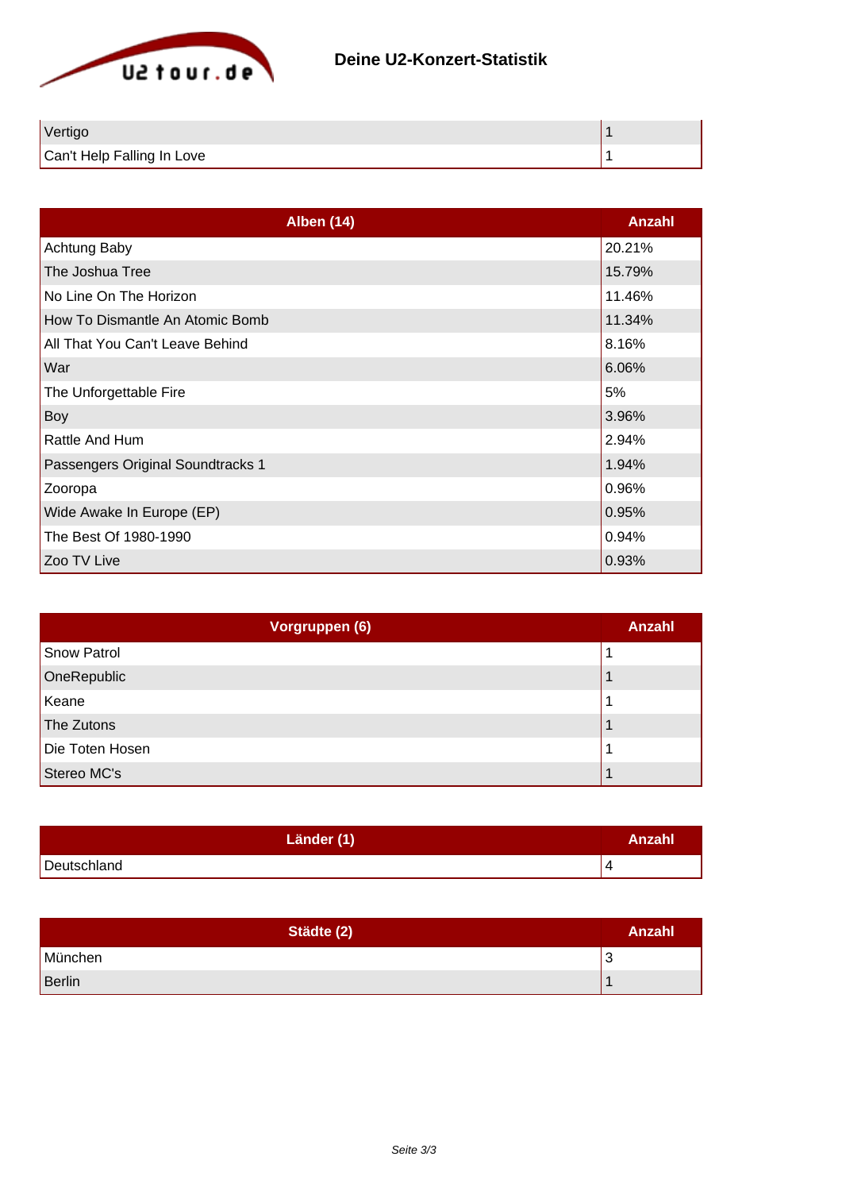# Deine U2-Konzert-Statistik

| | |
|---|---|
| Vertigo | 1 |
| Can't Help Falling In Love | 1 |

| Alben (14) | Anzahl |
|---|---|
| Achtung Baby | 20.21% |
| The Joshua Tree | 15.79% |
| No Line On The Horizon | 11.46% |
| How To Dismantle An Atomic Bomb | 11.34% |
| All That You Can't Leave Behind | 8.16% |
| War | 6.06% |
| The Unforgettable Fire | 5% |
| Boy | 3.96% |
| Rattle And Hum | 2.94% |
| Passengers Original Soundtracks 1 | 1.94% |
| Zooropa | 0.96% |
| Wide Awake In Europe (EP) | 0.95% |
| The Best Of 1980-1990 | 0.94% |
| Zoo TV Live | 0.93% |

| Vorgruppen (6) | Anzahl |
|---|---|
| Snow Patrol | 1 |
| OneRepublic | 1 |
| Keane | 1 |
| The Zutons | 1 |
| Die Toten Hosen | 1 |
| Stereo MC's | 1 |

| Länder (1) | Anzahl |
|---|---|
| Deutschland | 4 |

| Städte (2) | Anzahl |
|---|---|
| München | 3 |
| Berlin | 1 |